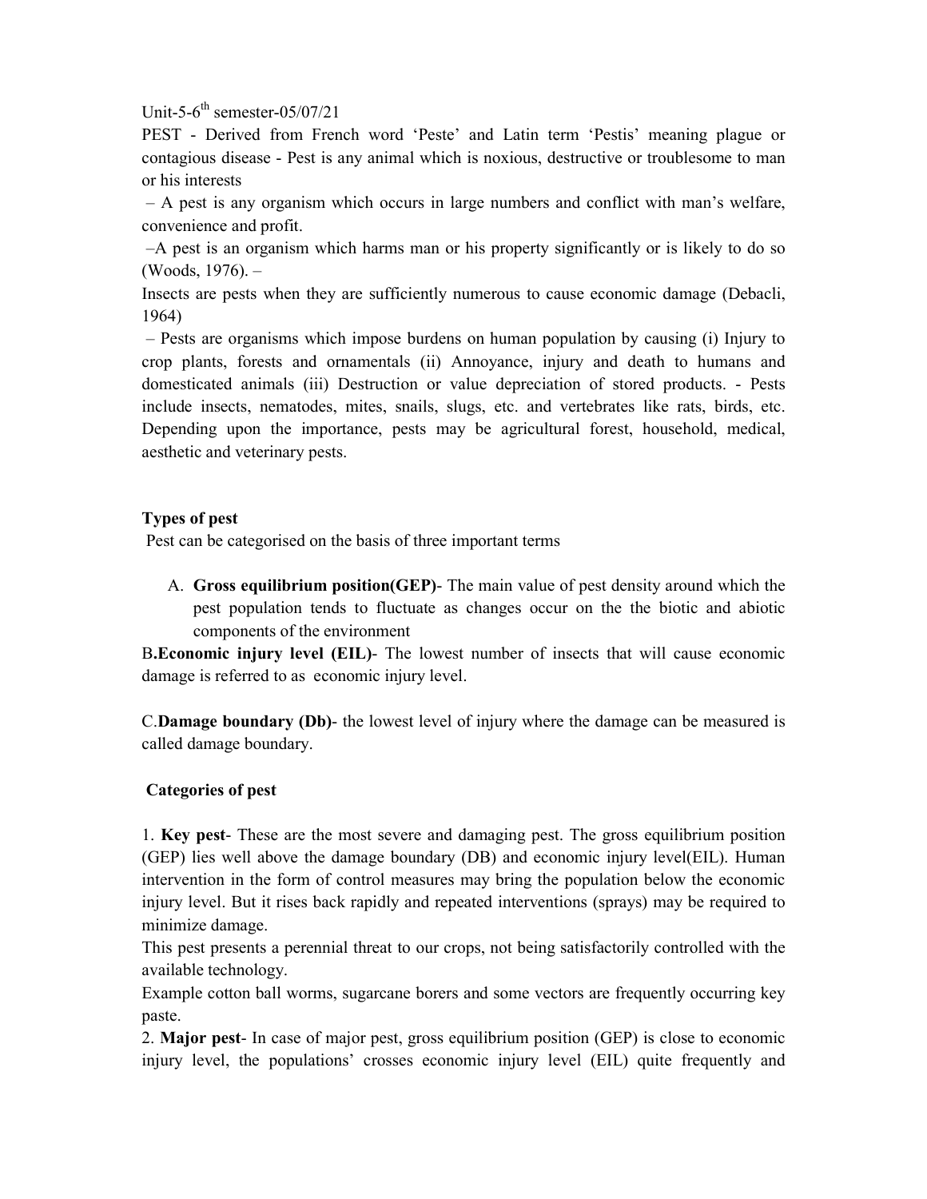Unit-5-6th semester-05/07/21

PEST - Derived from French word 'Peste' and Latin term 'Pestis' meaning plague or contagious disease - Pest is any animal which is noxious, destructive or troublesome to man or his interests

– A pest is any organism which occurs in large numbers and conflict with man's welfare, convenience and profit.

–A pest is an organism which harms man or his property significantly or is likely to do so (Woods, 1976). –

Insects are pests when they are sufficiently numerous to cause economic damage (Debacli, 1964)

– Pests are organisms which impose burdens on human population by causing (i) Injury to crop plants, forests and ornamentals (ii) Annoyance, injury and death to humans and domesticated animals (iii) Destruction or value depreciation of stored products. - Pests include insects, nematodes, mites, snails, slugs, etc. and vertebrates like rats, birds, etc. Depending upon the importance, pests may be agricultural forest, household, medical, aesthetic and veterinary pests.

**Types of pest**

Pest can be categorised on the basis of three important terms

A. **Gross equilibrium position(GEP)**- The main value of pest density around which the pest population tends to fluctuate as changes occur on the the biotic and abiotic components of the environment

B.**Economic injury level (EIL)**- The lowest number of insects that will cause economic damage is referred to as economic injury level.

C.**Damage boundary (Db)**- the lowest level of injury where the damage can be measured is called damage boundary.

**Categories of pest**

1. **Key pest**- These are the most severe and damaging pest. The gross equilibrium position (GEP) lies well above the damage boundary (DB) and economic injury level(EIL). Human intervention in the form of control measures may bring the population below the economic injury level. But it rises back rapidly and repeated interventions (sprays) may be required to minimize damage.

This pest presents a perennial threat to our crops, not being satisfactorily controlled with the available technology.

Example cotton ball worms, sugarcane borers and some vectors are frequently occurring key paste.

2. **Major pest**- In case of major pest, gross equilibrium position (GEP) is close to economic injury level, the populations' crosses economic injury level (EIL) quite frequently and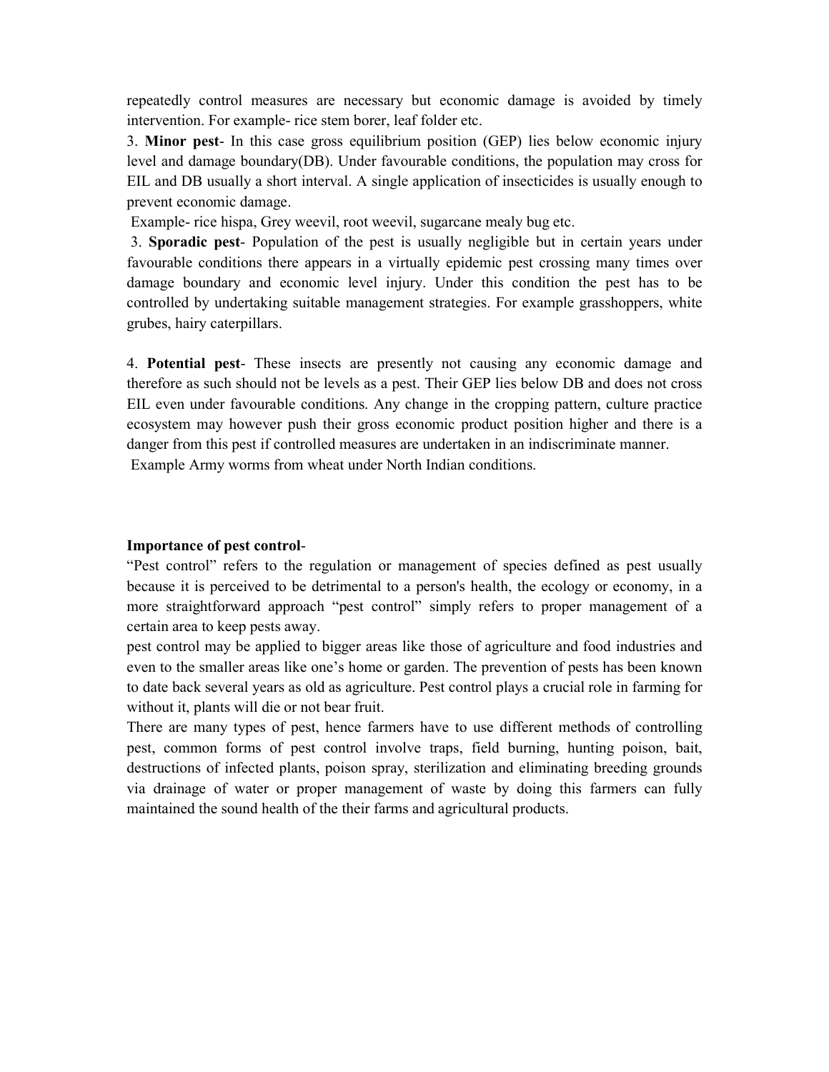repeatedly control measures are necessary but economic damage is avoided by timely intervention. For example- rice stem borer, leaf folder etc.

3. **Minor pest**- In this case gross equilibrium position (GEP) lies below economic injury level and damage boundary(DB). Under favourable conditions, the population may cross for EIL and DB usually a short interval. A single application of insecticides is usually enough to prevent economic damage.

Example- rice hispa, Grey weevil, root weevil, sugarcane mealy bug etc.

3. **Sporadic pest**- Population of the pest is usually negligible but in certain years under favourable conditions there appears in a virtually epidemic pest crossing many times over damage boundary and economic level injury. Under this condition the pest has to be controlled by undertaking suitable management strategies. For example grasshoppers, white grubes, hairy caterpillars.

4. **Potential pest**- These insects are presently not causing any economic damage and therefore as such should not be levels as a pest. Their GEP lies below DB and does not cross EIL even under favourable conditions. Any change in the cropping pattern, culture practice ecosystem may however push their gross economic product position higher and there is a danger from this pest if controlled measures are undertaken in an indiscriminate manner.

Example Army worms from wheat under North Indian conditions.

**Importance of pest control**-

"Pest control" refers to the regulation or management of species defined as pest usually because it is perceived to be detrimental to a person's health, the ecology or economy, in a more straightforward approach "pest control" simply refers to proper management of a certain area to keep pests away.

pest control may be applied to bigger areas like those of agriculture and food industries and even to the smaller areas like one's home or garden. The prevention of pests has been known to date back several years as old as agriculture. Pest control plays a crucial role in farming for without it, plants will die or not bear fruit.

There are many types of pest, hence farmers have to use different methods of controlling pest, common forms of pest control involve traps, field burning, hunting poison, bait, destructions of infected plants, poison spray, sterilization and eliminating breeding grounds via drainage of water or proper management of waste by doing this farmers can fully maintained the sound health of the their farms and agricultural products.